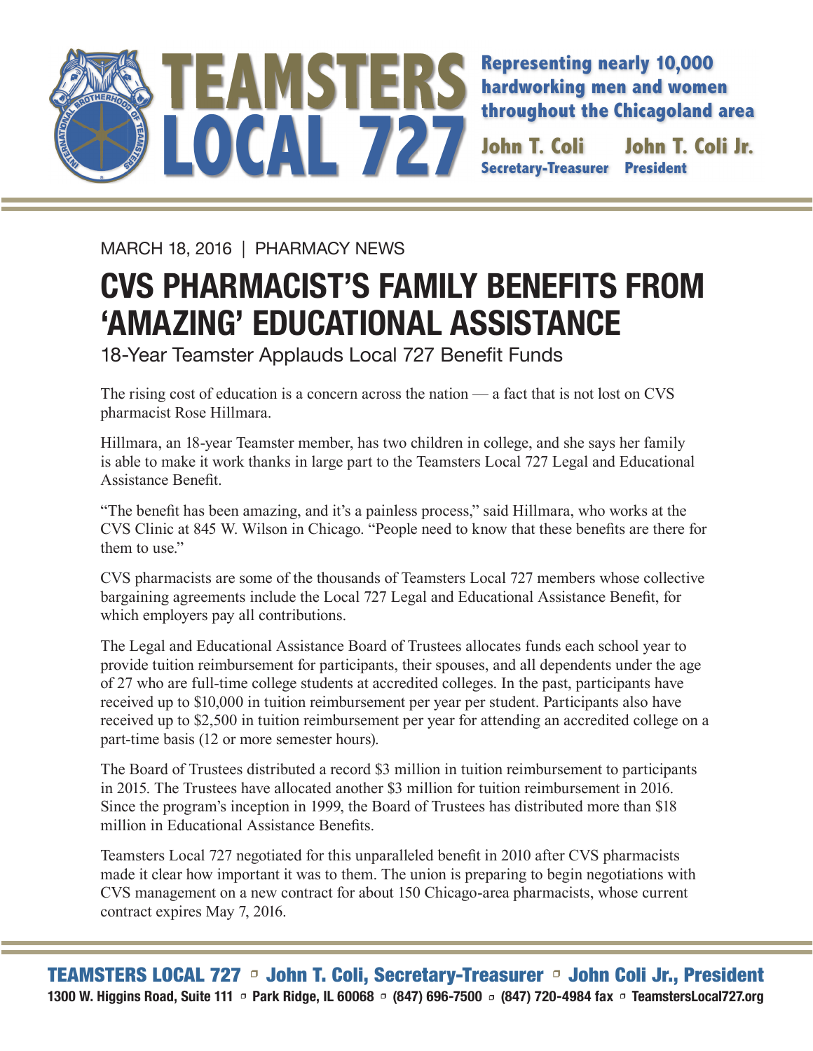# TEAMSTERS LOCAL 727

**Representing nearly 10,000 hardworking men and women throughout the Chicagoland area**

**John T. Coli** — Secretary-Treasurer
**John T. Coli Jr.** — President

MARCH 18, 2016 | PHARMACY NEWS

# CVS PHARMACIST'S FAMILY BENEFITS FROM 'AMAZING' EDUCATIONAL ASSISTANCE

## 18-Year Teamster Applauds Local 727 Benefit Funds

The rising cost of education is a concern across the nation — a fact that is not lost on CVS pharmacist Rose Hillmara.

Hillmara, an 18-year Teamster member, has two children in college, and she says her family is able to make it work thanks in large part to the Teamsters Local 727 Legal and Educational Assistance Benefit.

"The benefit has been amazing, and it's a painless process," said Hillmara, who works at the CVS Clinic at 845 W. Wilson in Chicago. "People need to know that these benefits are there for them to use."

CVS pharmacists are some of the thousands of Teamsters Local 727 members whose collective bargaining agreements include the Local 727 Legal and Educational Assistance Benefit, for which employers pay all contributions.

The Legal and Educational Assistance Board of Trustees allocates funds each school year to provide tuition reimbursement for participants, their spouses, and all dependents under the age of 27 who are full-time college students at accredited colleges. In the past, participants have received up to $10,000 in tuition reimbursement per year per student. Participants also have received up to $2,500 in tuition reimbursement per year for attending an accredited college on a part-time basis (12 or more semester hours).

The Board of Trustees distributed a record $3 million in tuition reimbursement to participants in 2015. The Trustees have allocated another $3 million for tuition reimbursement in 2016. Since the program's inception in 1999, the Board of Trustees has distributed more than $18 million in Educational Assistance Benefits.

Teamsters Local 727 negotiated for this unparalleled benefit in 2010 after CVS pharmacists made it clear how important it was to them. The union is preparing to begin negotiations with CVS management on a new contract for about 150 Chicago-area pharmacists, whose current contract expires May 7, 2016.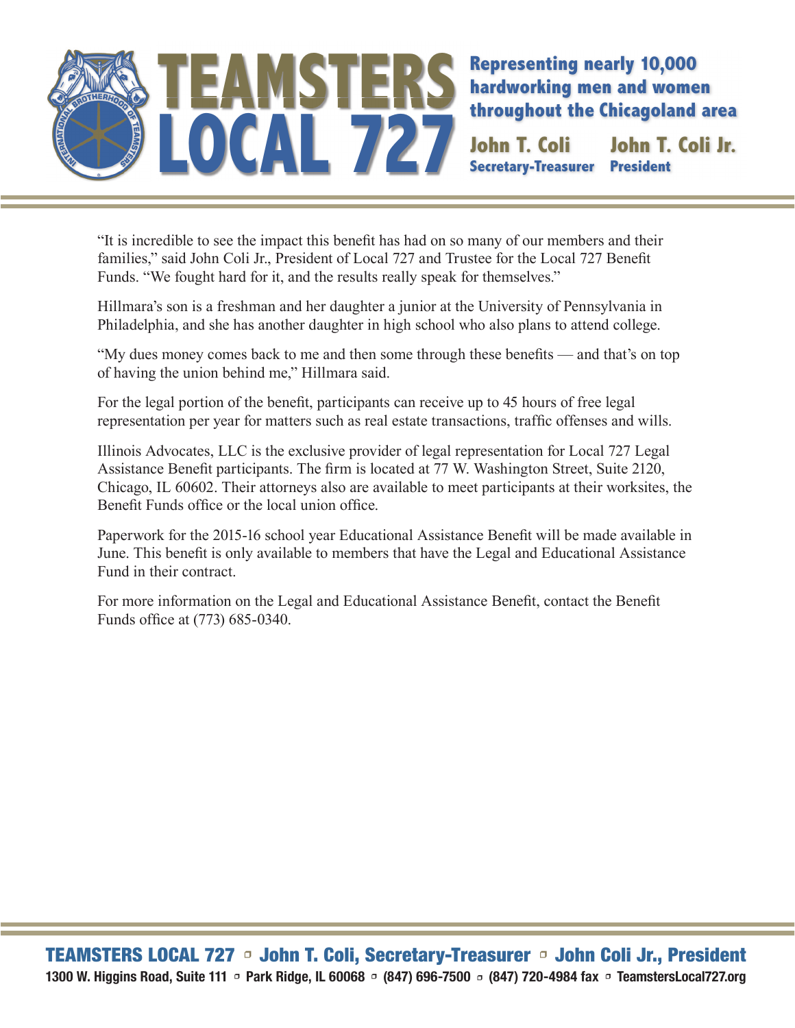"It is incredible to see the impact this benefit has had on so many of our members and their families," said John Coli Jr., President of Local 727 and Trustee for the Local 727 Benefit Funds. "We fought hard for it, and the results really speak for themselves."

Hillmara's son is a freshman and her daughter a junior at the University of Pennsylvania in Philadelphia, and she has another daughter in high school who also plans to attend college.

"My dues money comes back to me and then some through these benefits — and that's on top of having the union behind me," Hillmara said.

For the legal portion of the benefit, participants can receive up to 45 hours of free legal representation per year for matters such as real estate transactions, traffic offenses and wills.

Illinois Advocates, LLC is the exclusive provider of legal representation for Local 727 Legal Assistance Benefit participants. The firm is located at 77 W. Washington Street, Suite 2120, Chicago, IL 60602. Their attorneys also are available to meet participants at their worksites, the Benefit Funds office or the local union office.

Paperwork for the 2015-16 school year Educational Assistance Benefit will be made available in June. This benefit is only available to members that have the Legal and Educational Assistance Fund in their contract.

For more information on the Legal and Educational Assistance Benefit, contact the Benefit Funds office at (773) 685-0340.